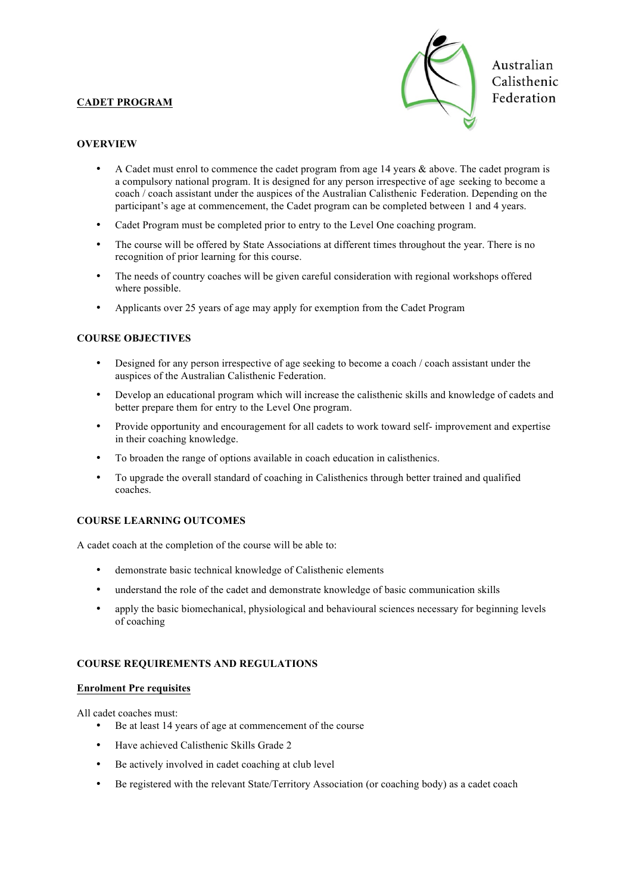Australian Calisthenic Federation

## CADET PROGRAM

### OVERVIEW

- A Cadet must enrol to commence the cadet program from age 14 years & above. The cadet program is a compulsory national program. It is designed for any person irrespective of age seeking to become a coach / coach assistant under the auspices of the Australian Calisthenic Federation. Depending on the participant's age at commencement, the Cadet program can be completed between 1 and 4 years.
- Cadet Program must be completed prior to entry to the Level One coaching program.
- The course will be offered by State Associations at different times throughout the year. There is no recognition of prior learning for this course.
- The needs of country coaches will be given careful consideration with regional workshops offered where possible.
- Applicants over 25 years of age may apply for exemption from the Cadet Program

### COURSE OBJECTIVES

- Designed for any person irrespective of age seeking to become a coach / coach assistant under the auspices of the Australian Calisthenic Federation.
- Develop an educational program which will increase the calisthenic skills and knowledge of cadets and better prepare them for entry to the Level One program.
- Provide opportunity and encouragement for all cadets to work toward self- improvement and expertise in their coaching knowledge.
- To broaden the range of options available in coach education in calisthenics.
- To upgrade the overall standard of coaching in Calisthenics through better trained and qualified coaches.

### COURSE LEARNING OUTCOMES

A cadet coach at the completion of the course will be able to:

- demonstrate basic technical knowledge of Calisthenic elements
- understand the role of the cadet and demonstrate knowledge of basic communication skills
- apply the basic biomechanical, physiological and behavioural sciences necessary for beginning levels of coaching

### COURSE REQUIREMENTS AND REGULATIONS

**Enrolment Pre requisites**

All cadet coaches must:

- Be at least 14 years of age at commencement of the course
- Have achieved Calisthenic Skills Grade 2
- Be actively involved in cadet coaching at club level
- Be registered with the relevant State/Territory Association (or coaching body) as a cadet coach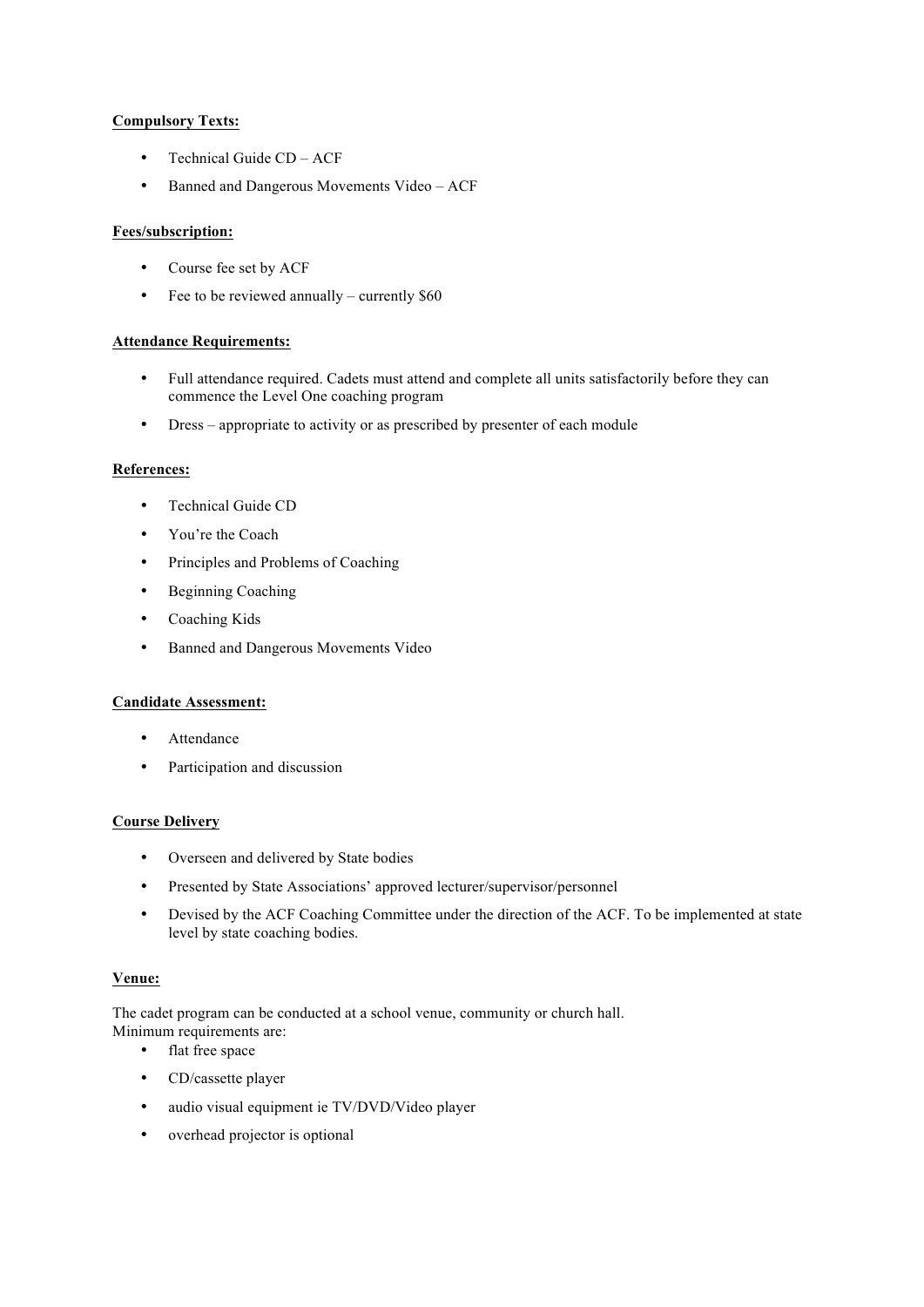**Compulsory Texts:**

- Technical Guide CD – ACF
- Banned and Dangerous Movements Video – ACF

**Fees/subscription:**

- Course fee set by ACF
- Fee to be reviewed annually – currently $60

**Attendance Requirements:**

- Full attendance required. Cadets must attend and complete all units satisfactorily before they can commence the Level One coaching program
- Dress – appropriate to activity or as prescribed by presenter of each module

**References:**

- Technical Guide CD
- You're the Coach
- Principles and Problems of Coaching
- Beginning Coaching
- Coaching Kids
- Banned and Dangerous Movements Video

**Candidate Assessment:**

- Attendance
- Participation and discussion

**Course Delivery**

- Overseen and delivered by State bodies
- Presented by State Associations' approved lecturer/supervisor/personnel
- Devised by the ACF Coaching Committee under the direction of the ACF. To be implemented at state level by state coaching bodies.

**Venue:**

The cadet program can be conducted at a school venue, community or church hall.
Minimum requirements are:

- flat free space
- CD/cassette player
- audio visual equipment ie TV/DVD/Video player
- overhead projector is optional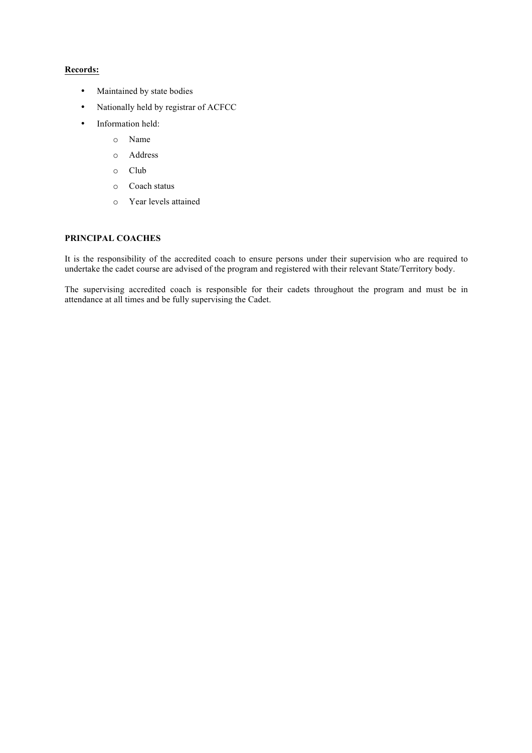**<u>Records:</u>**

- Maintained by state bodies
- Nationally held by registrar of ACFCC
- Information held:
  - Name
  - Address
  - Club
  - Coach status
  - Year levels attained

**PRINCIPAL COACHES**

It is the responsibility of the accredited coach to ensure persons under their supervision who are required to undertake the cadet course are advised of the program and registered with their relevant State/Territory body.

The supervising accredited coach is responsible for their cadets throughout the program and must be in attendance at all times and be fully supervising the Cadet.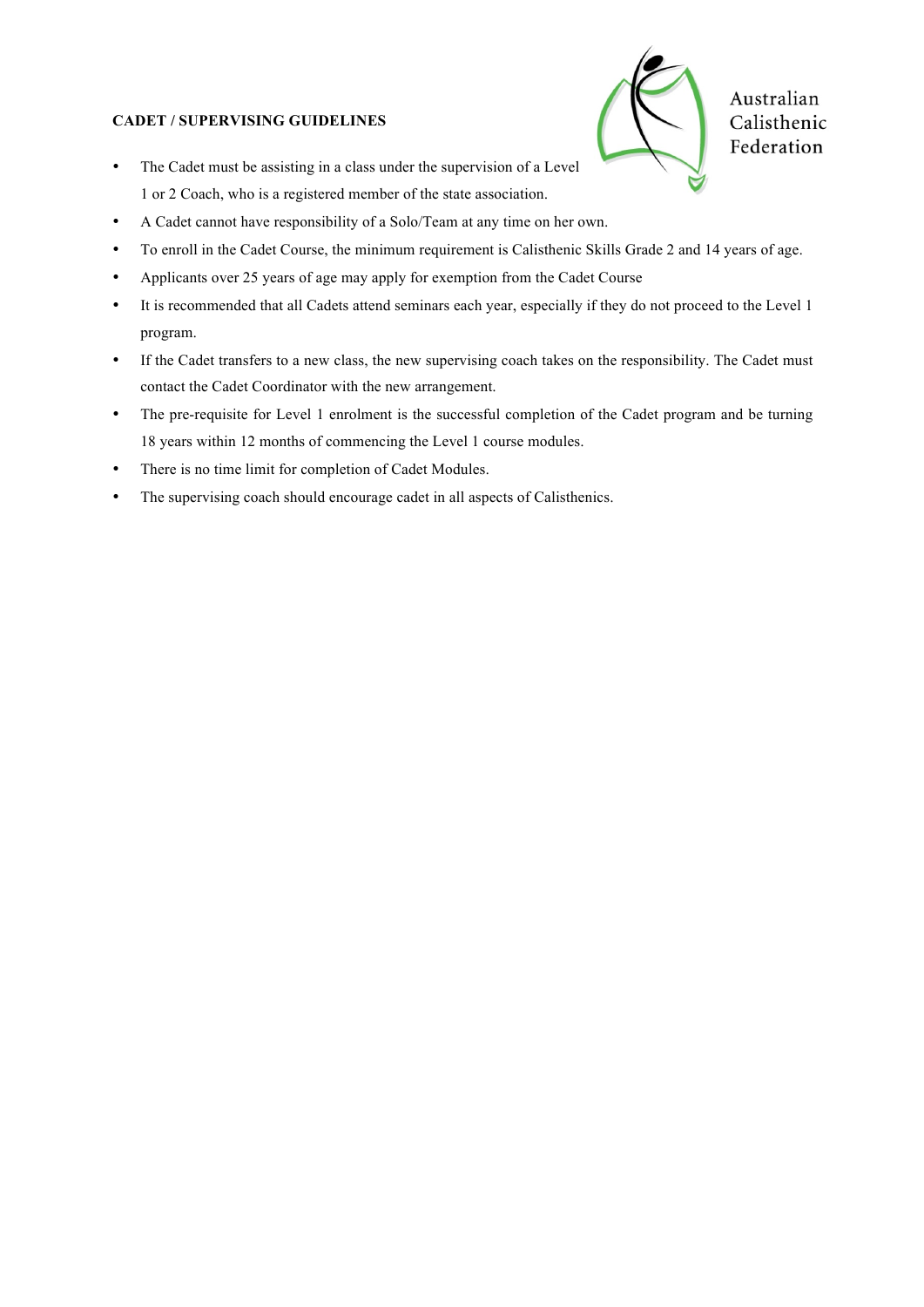**CADET / SUPERVISING GUIDELINES**

Australian Calisthenic Federation

- The Cadet must be assisting in a class under the supervision of a Level 1 or 2 Coach, who is a registered member of the state association.
- A Cadet cannot have responsibility of a Solo/Team at any time on her own.
- To enroll in the Cadet Course, the minimum requirement is Calisthenic Skills Grade 2 and 14 years of age.
- Applicants over 25 years of age may apply for exemption from the Cadet Course
- It is recommended that all Cadets attend seminars each year, especially if they do not proceed to the Level 1 program.
- If the Cadet transfers to a new class, the new supervising coach takes on the responsibility. The Cadet must contact the Cadet Coordinator with the new arrangement.
- The pre-requisite for Level 1 enrolment is the successful completion of the Cadet program and be turning 18 years within 12 months of commencing the Level 1 course modules.
- There is no time limit for completion of Cadet Modules.
- The supervising coach should encourage cadet in all aspects of Calisthenics.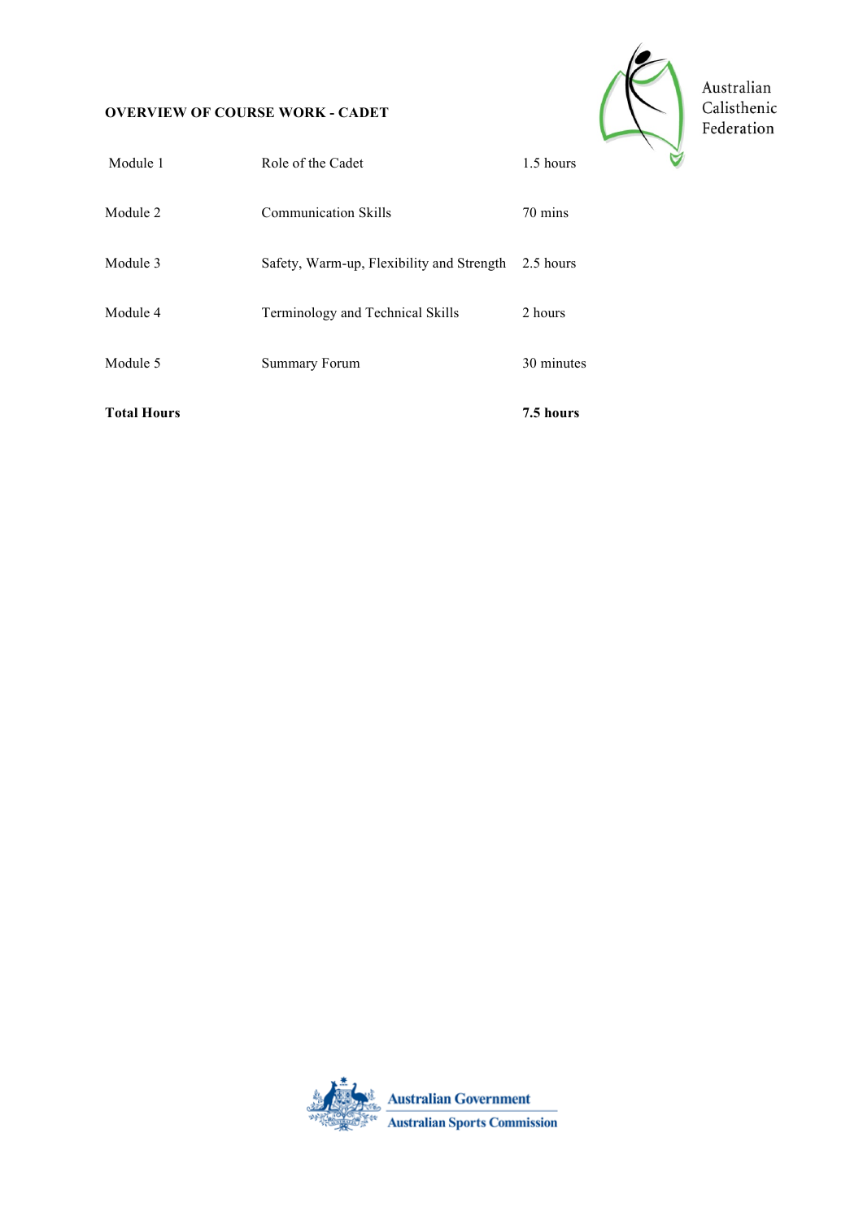**OVERVIEW OF COURSE WORK - CADET**

| | | |
|---|---|---|
| Module 1 | Role of the Cadet | 1.5 hours |
| Module 2 | Communication Skills | 70 mins |
| Module 3 | Safety, Warm-up, Flexibility and Strength | 2.5 hours |
| Module 4 | Terminology and Technical Skills | 2 hours |
| Module 5 | Summary Forum | 30 minutes |
| **Total Hours** | | **7.5 hours** |